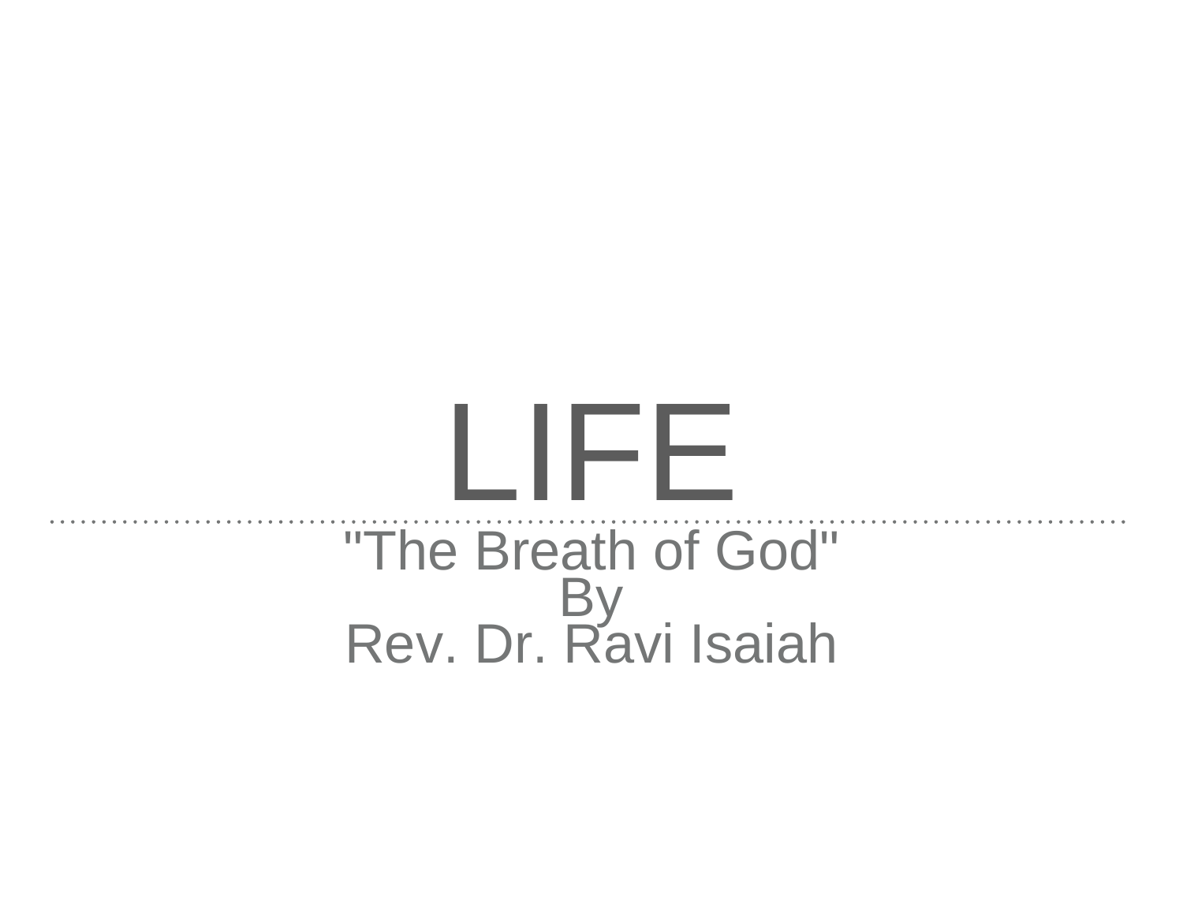# LIFE

"The Breath of God"
By
Rev. Dr. Ravi Isaiah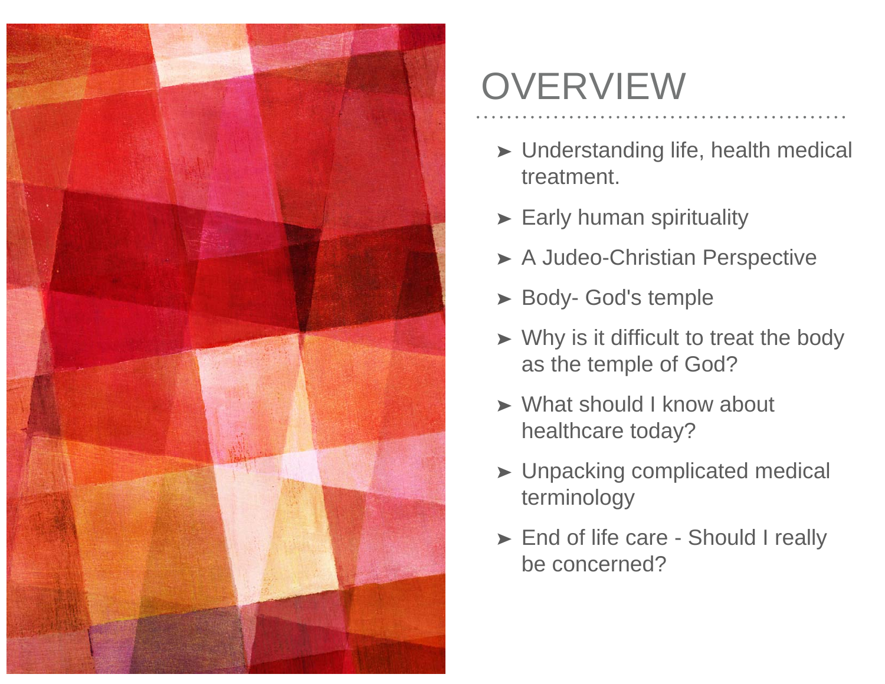# OVERVIEW

- Understanding life, health medical treatment.
- Early human spirituality
- A Judeo-Christian Perspective
- Body- God's temple
- Why is it difficult to treat the body as the temple of God?
- What should I know about healthcare today?
- Unpacking complicated medical terminology
- End of life care - Should I really be concerned?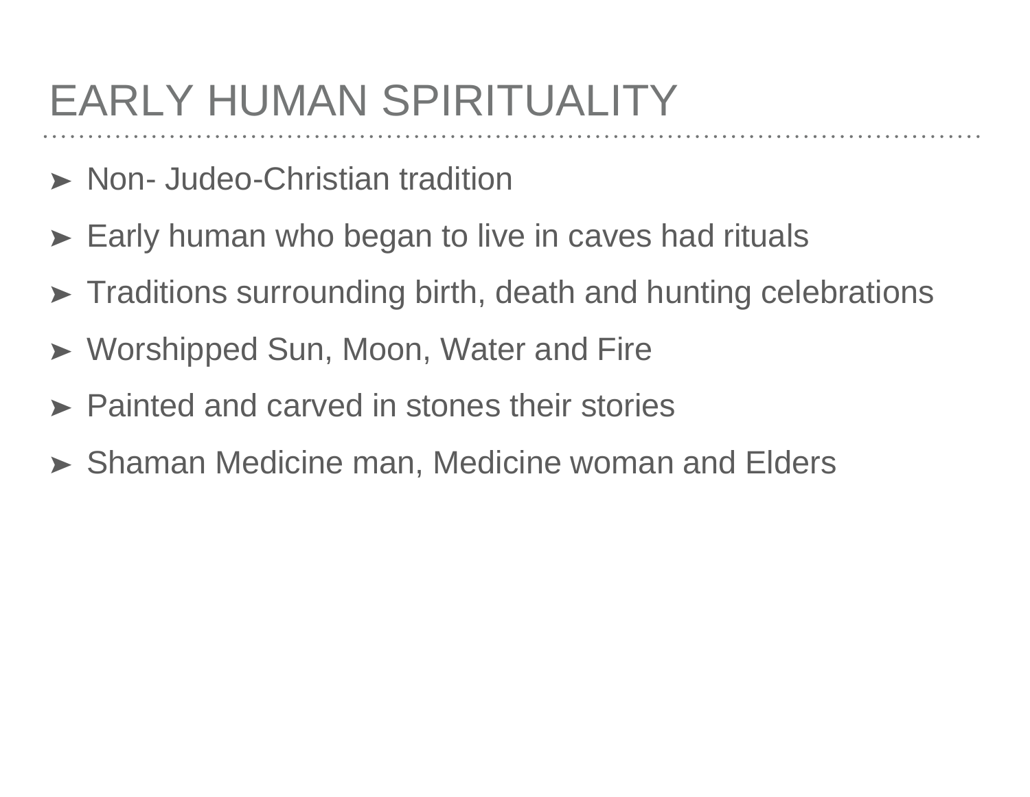# EARLY HUMAN SPIRITUALITY

- Non- Judeo-Christian tradition
- Early human who began to live in caves had rituals
- Traditions surrounding birth, death and hunting celebrations
- Worshipped Sun, Moon, Water and Fire
- Painted and carved in stones their stories
- Shaman Medicine man, Medicine woman and Elders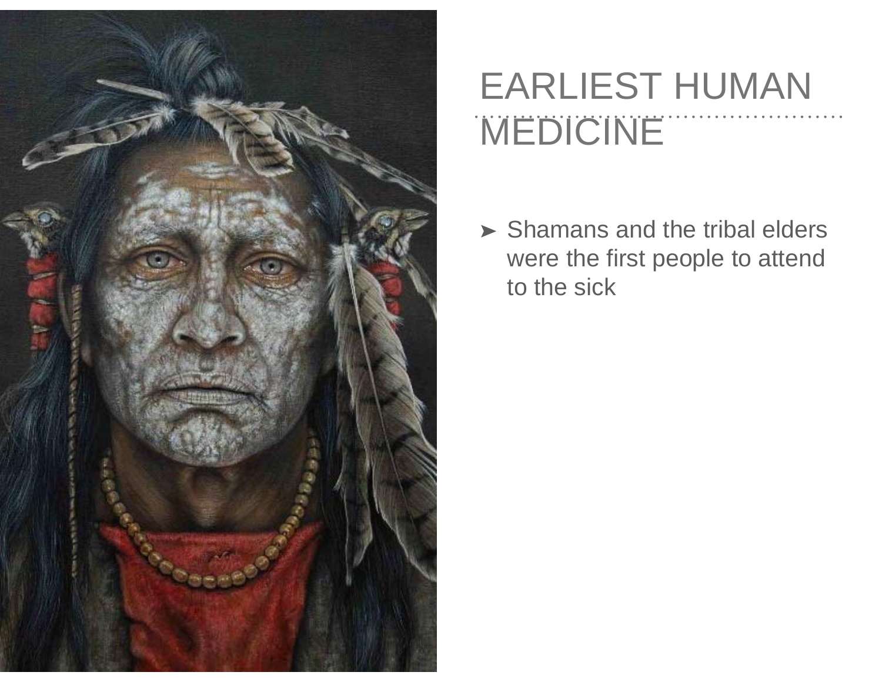# EARLIEST HUMAN MEDICINE

- Shamans and the tribal elders were the first people to attend to the sick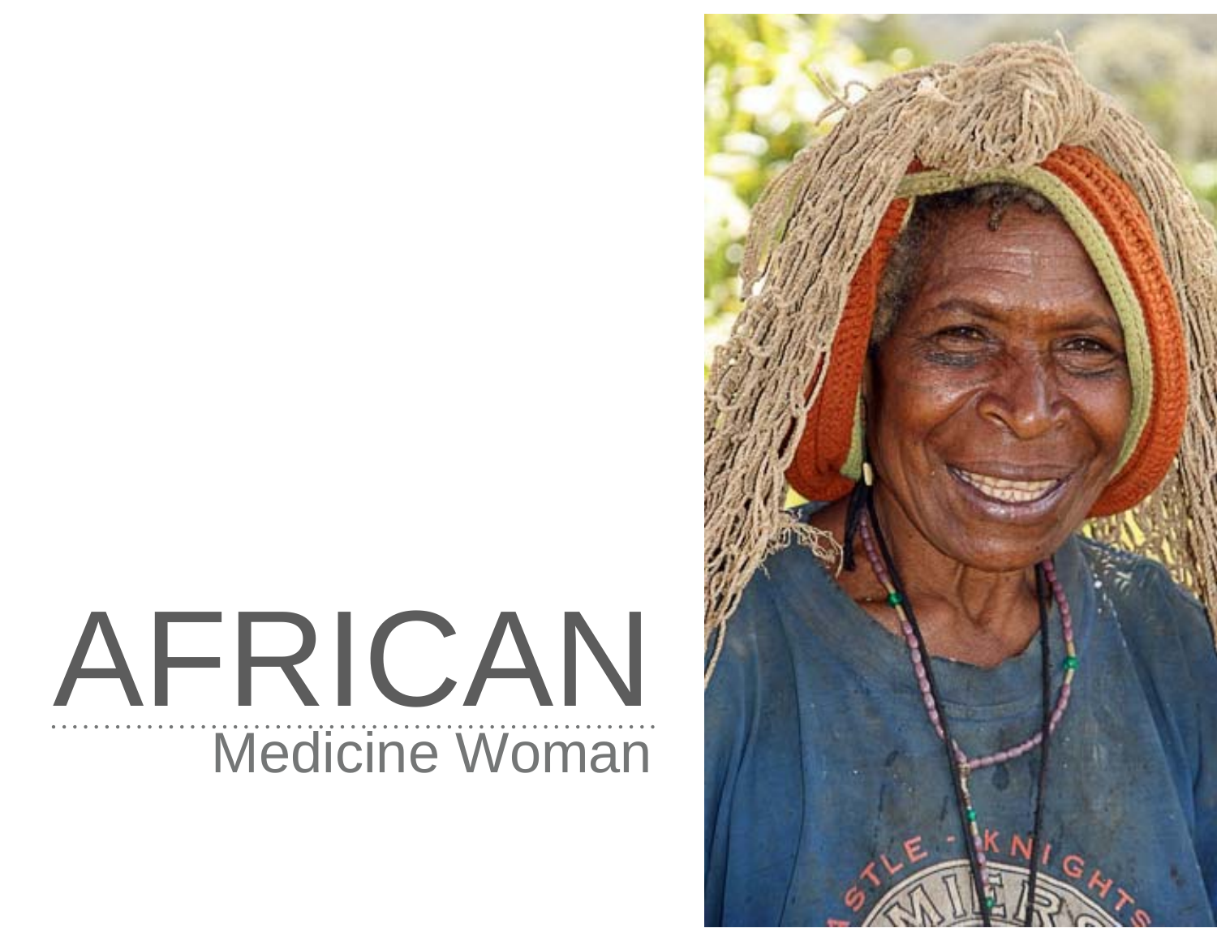# AFRICAN

## Medicine Woman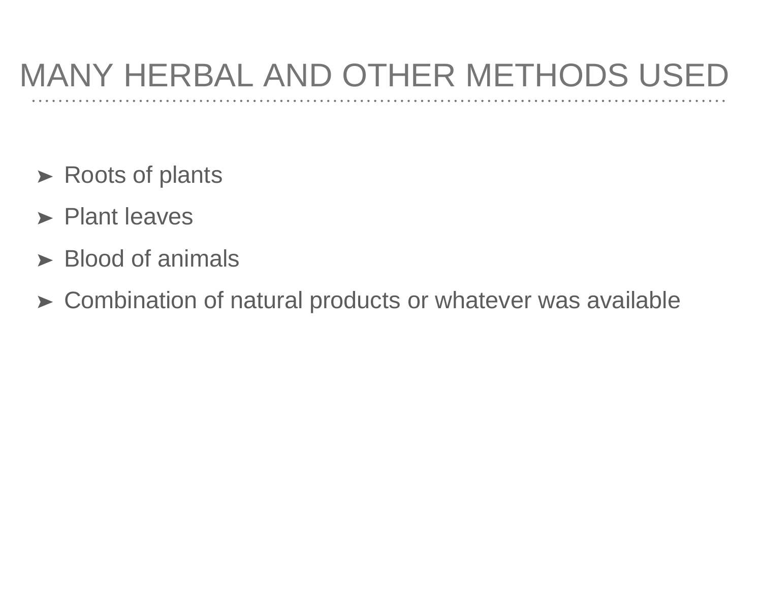# MANY HERBAL AND OTHER METHODS USED

- Roots of plants
- Plant leaves
- Blood of animals
- Combination of natural products or whatever was available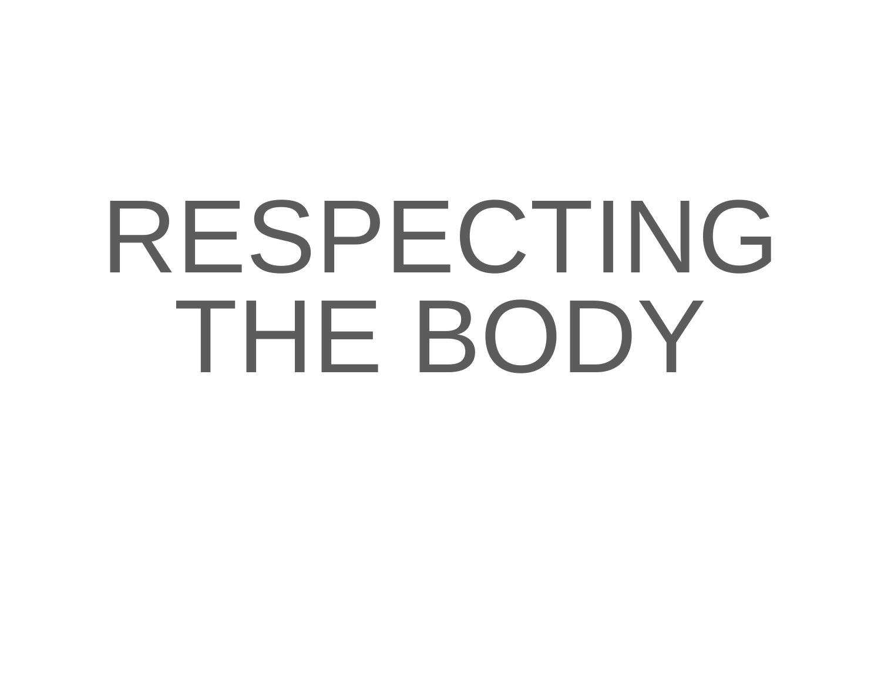# RESPECTING THE BODY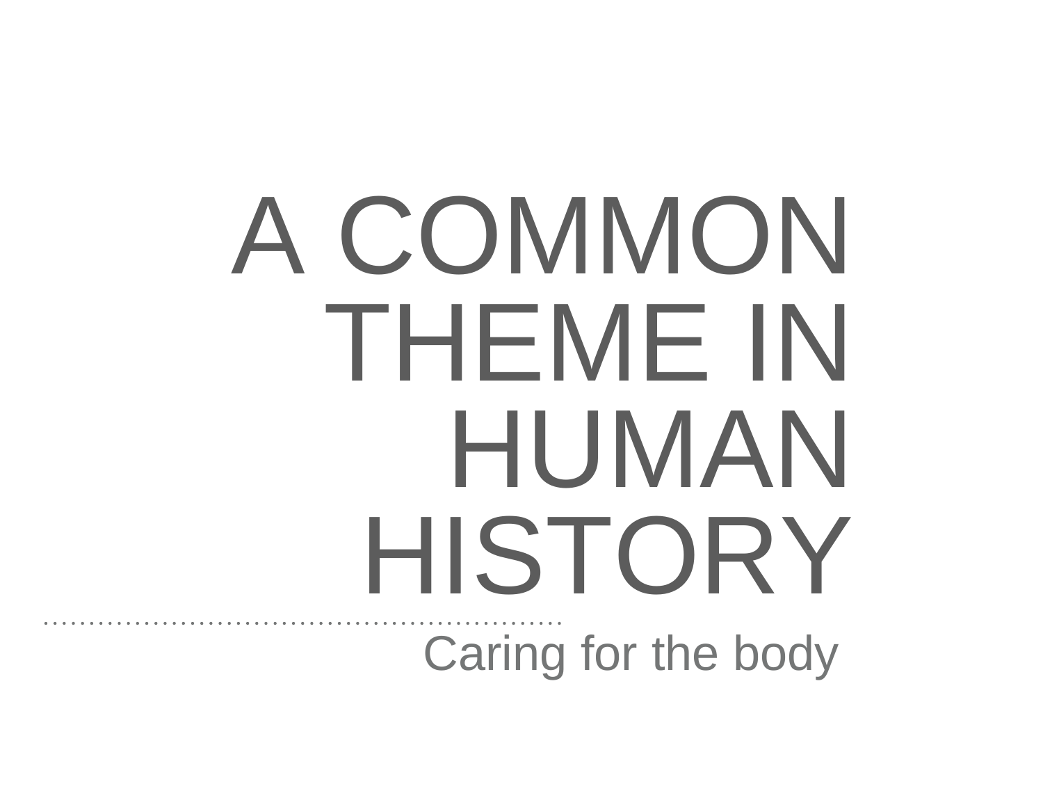# A COMMON THEME IN HUMAN HISTORY

Caring for the body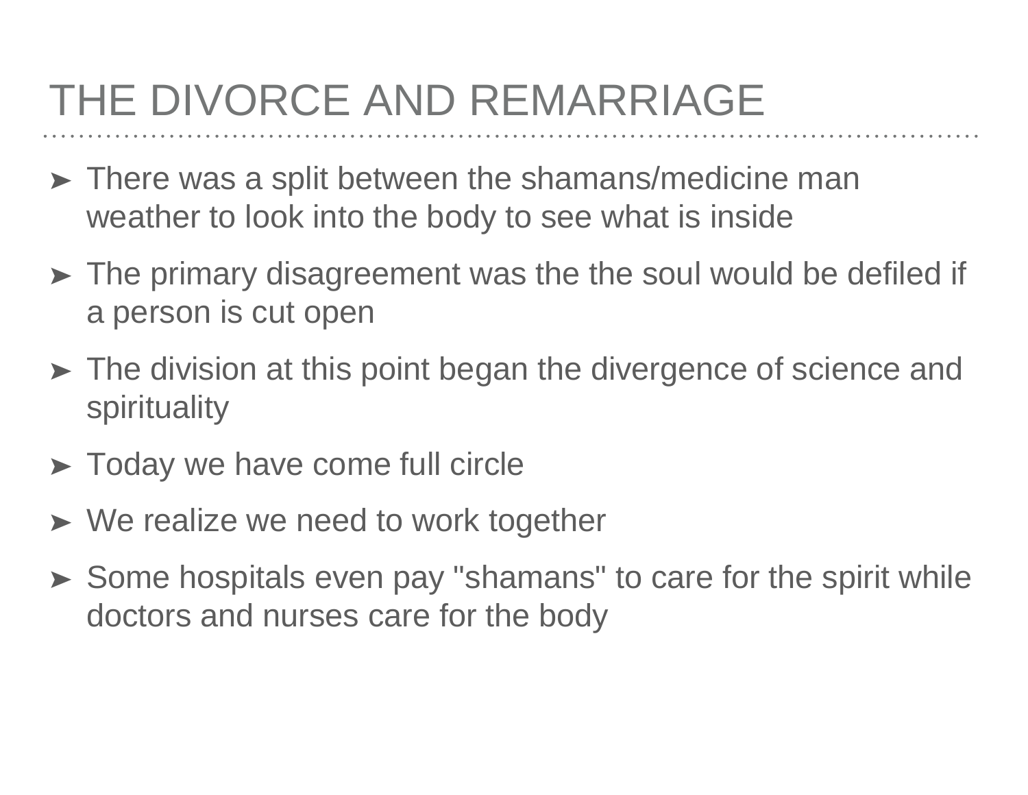# THE DIVORCE AND REMARRIAGE

- There was a split between the shamans/medicine man weather to look into the body to see what is inside
- The primary disagreement was the the soul would be defiled if a person is cut open
- The division at this point began the divergence of science and spirituality
- Today we have come full circle
- We realize we need to work together
- Some hospitals even pay "shamans" to care for the spirit while doctors and nurses care for the body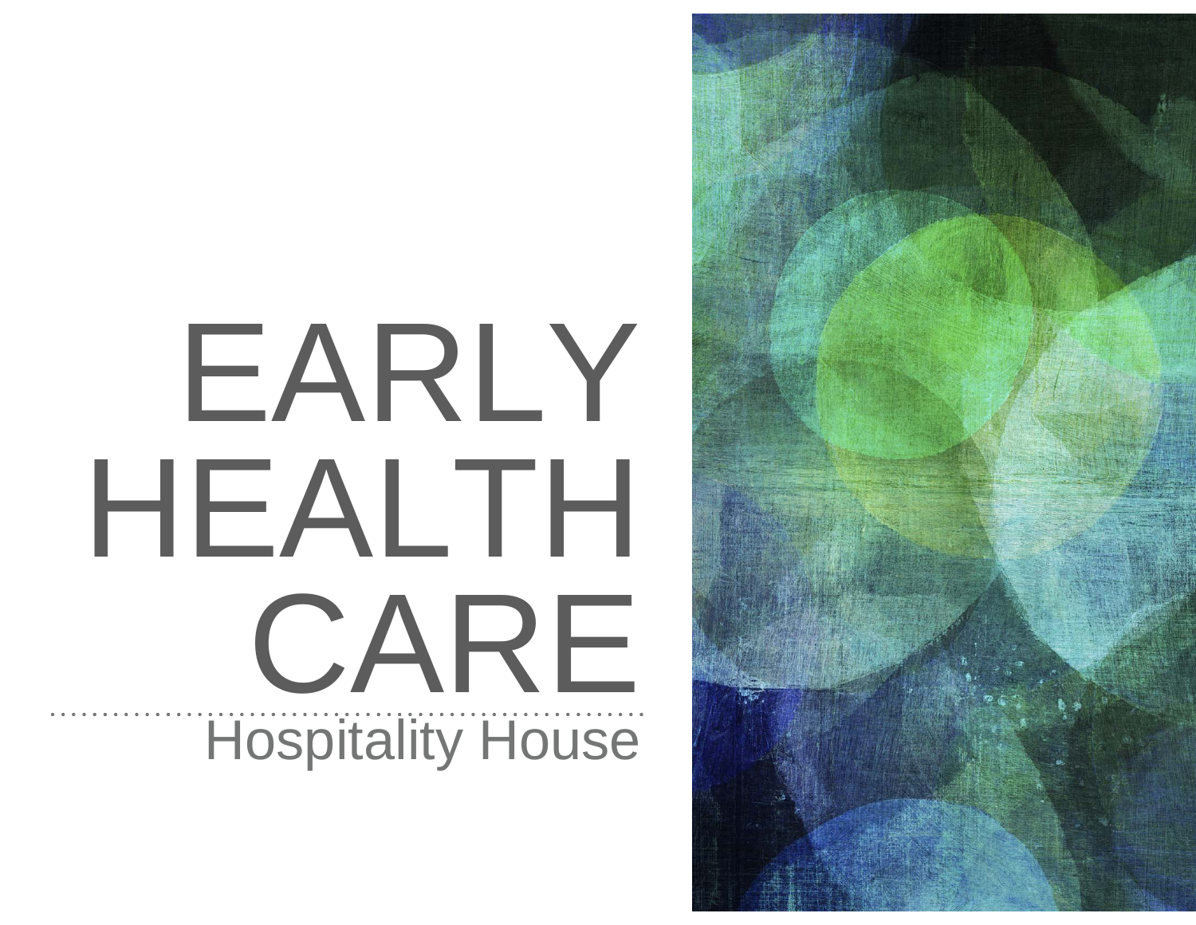# EARLY HEALTH CARE

Hospitality House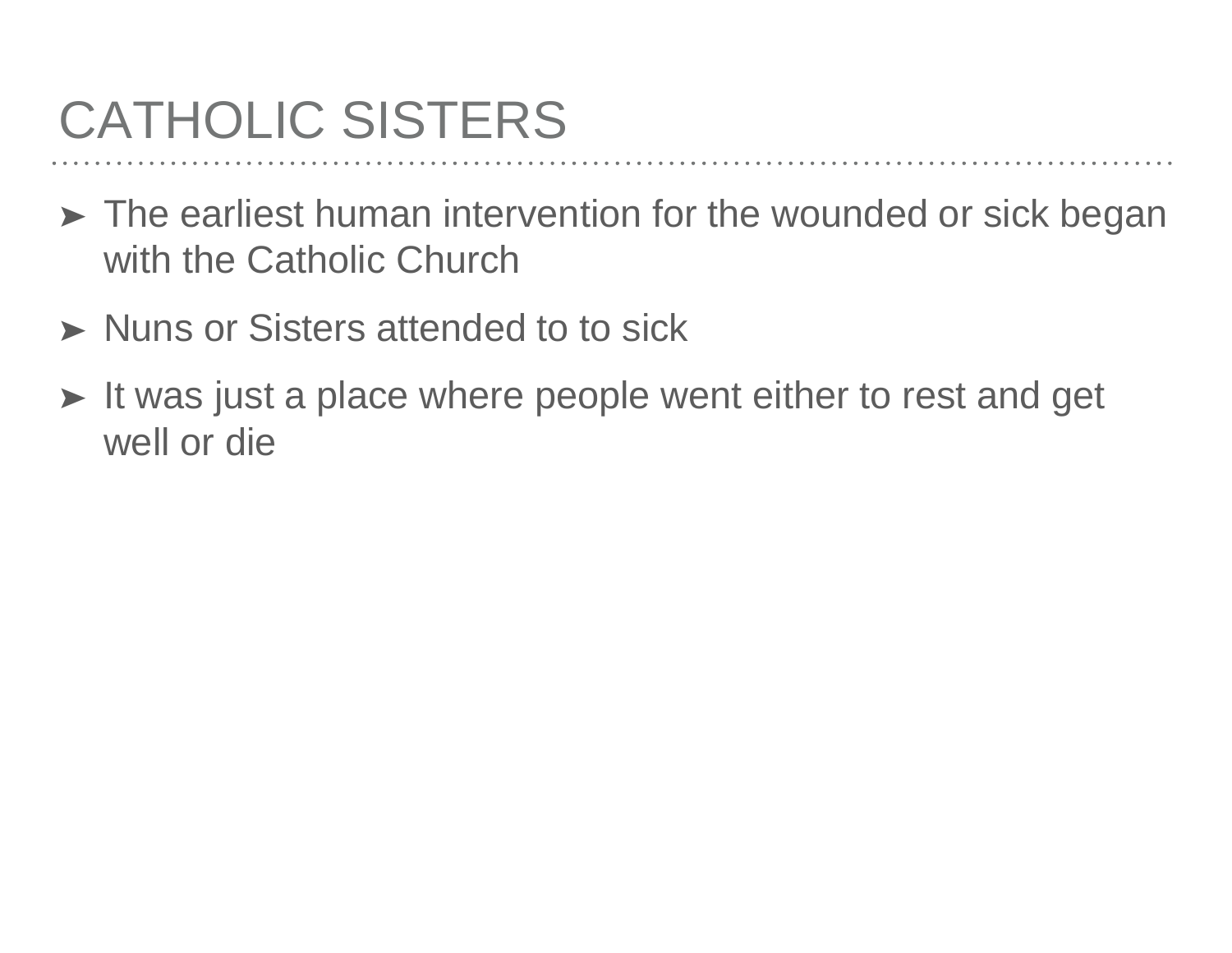# CATHOLIC SISTERS

- The earliest human intervention for the wounded or sick began with the Catholic Church
- Nuns or Sisters attended to to sick
- It was just a place where people went either to rest and get well or die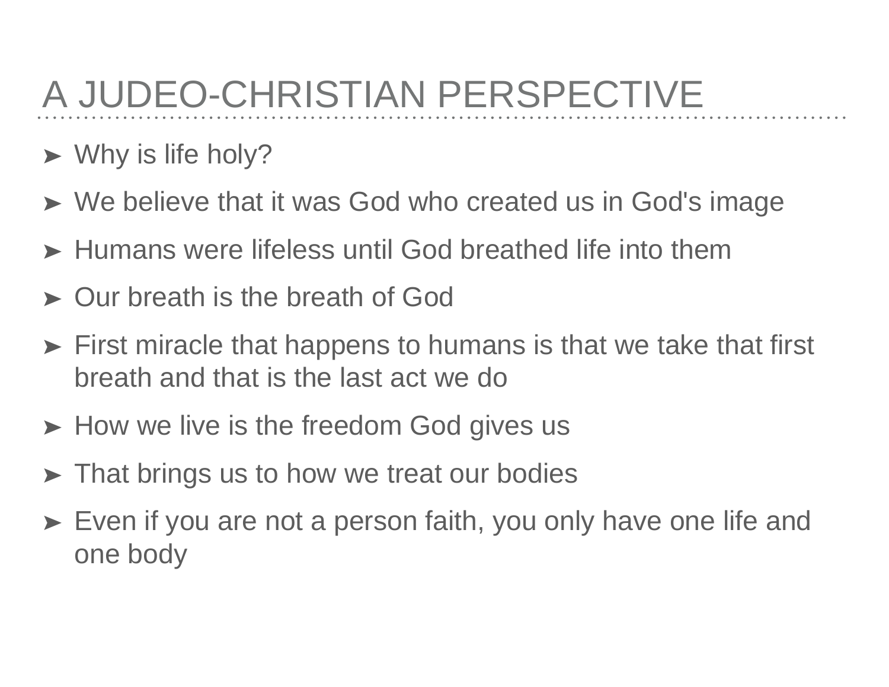# A JUDEO-CHRISTIAN PERSPECTIVE

- Why is life holy?
- We believe that it was God who created us in God's image
- Humans were lifeless until God breathed life into them
- Our breath is the breath of God
- First miracle that happens to humans is that we take that first breath and that is the last act we do
- How we live is the freedom God gives us
- That brings us to how we treat our bodies
- Even if you are not a person faith, you only have one life and one body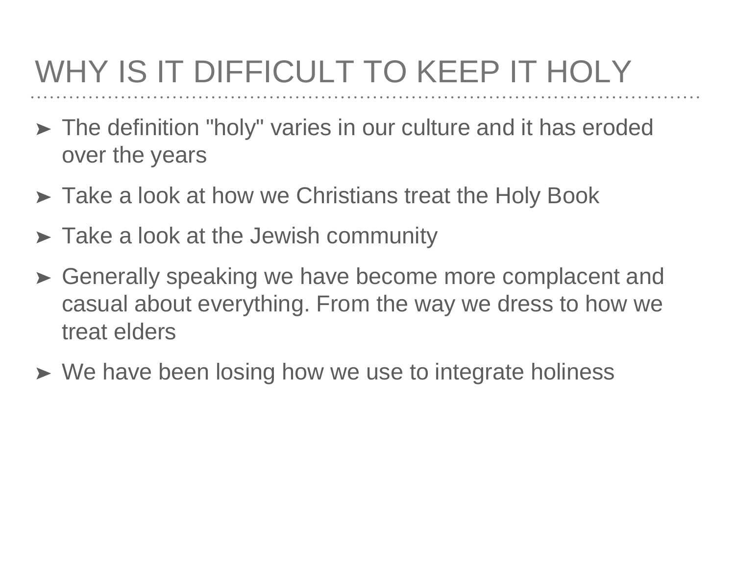# WHY IS IT DIFFICULT TO KEEP IT HOLY

- The definition "holy" varies in our culture and it has eroded over the years
- Take a look at how we Christians treat the Holy Book
- Take a look at the Jewish community
- Generally speaking we have become more complacent and casual about everything. From the way we dress to how we treat elders
- We have been losing how we use to integrate holiness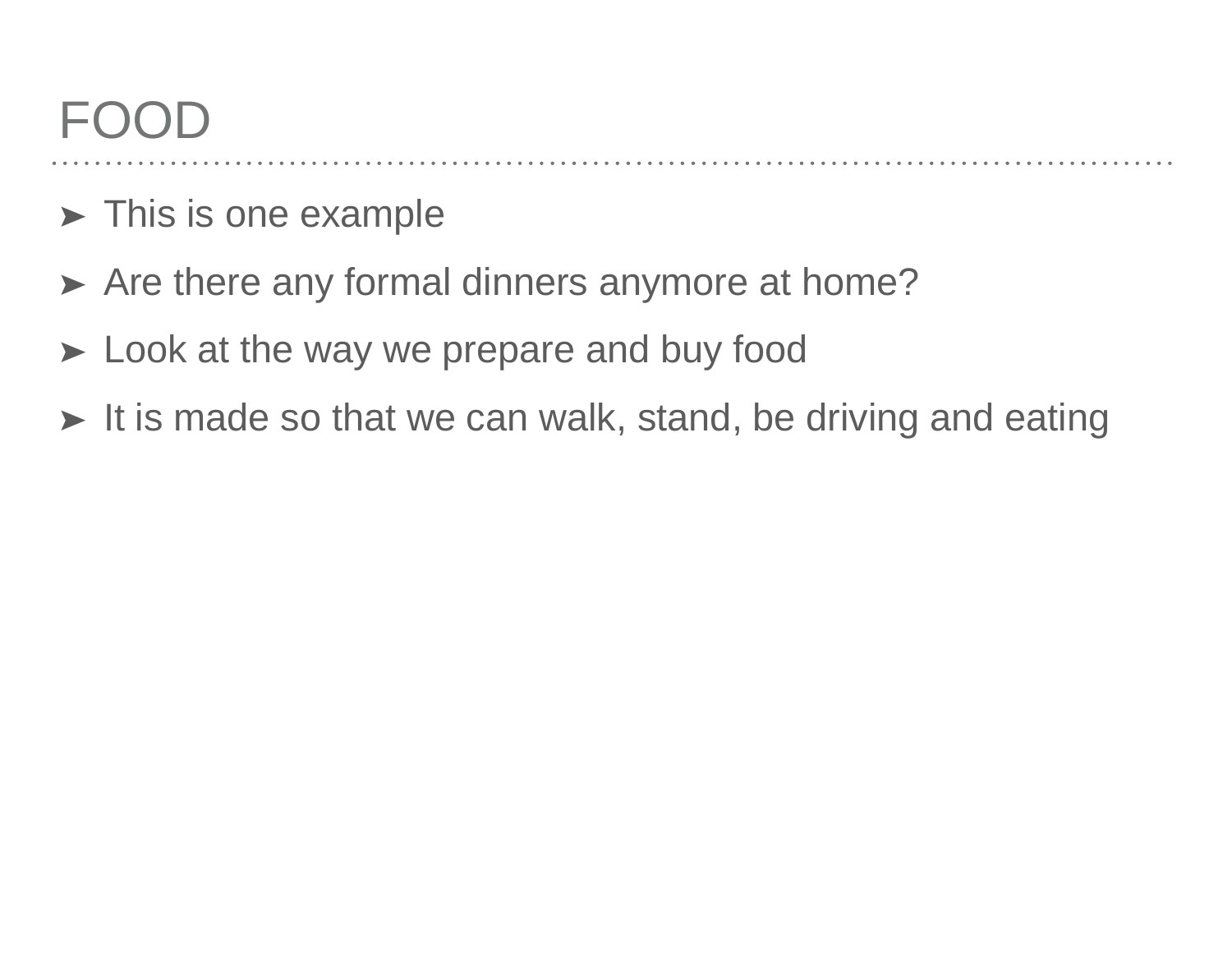# FOOD

- This is one example
- Are there any formal dinners anymore at home?
- Look at the way we prepare and buy food
- It is made so that we can walk, stand, be driving and eating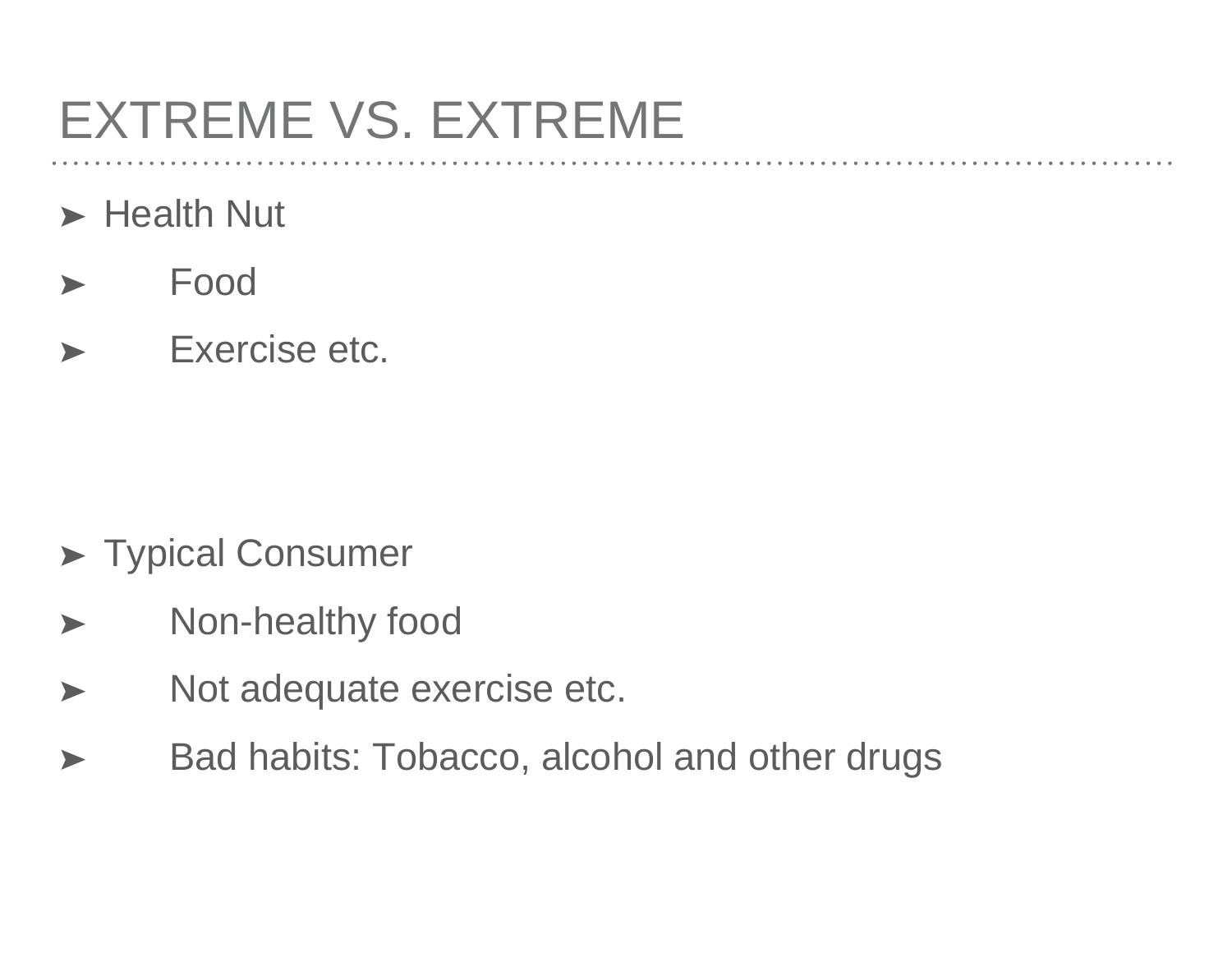# EXTREME VS. EXTREME

- Health Nut
    - Food
    - Exercise etc.

- Typical Consumer
    - Non-healthy food
    - Not adequate exercise etc.
    - Bad habits: Tobacco, alcohol and other drugs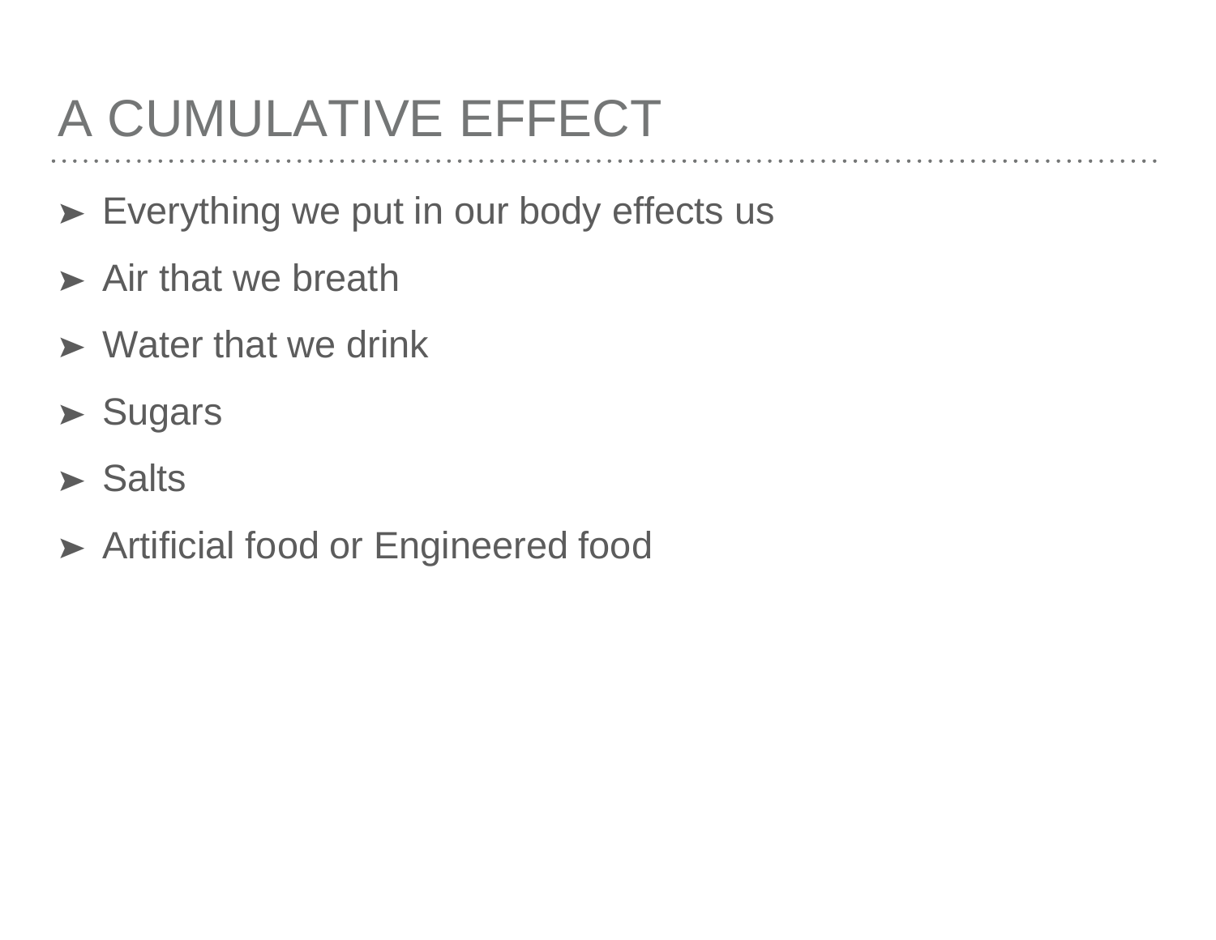# A CUMULATIVE EFFECT

- Everything we put in our body effects us
- Air that we breath
- Water that we drink
- Sugars
- Salts
- Artificial food or Engineered food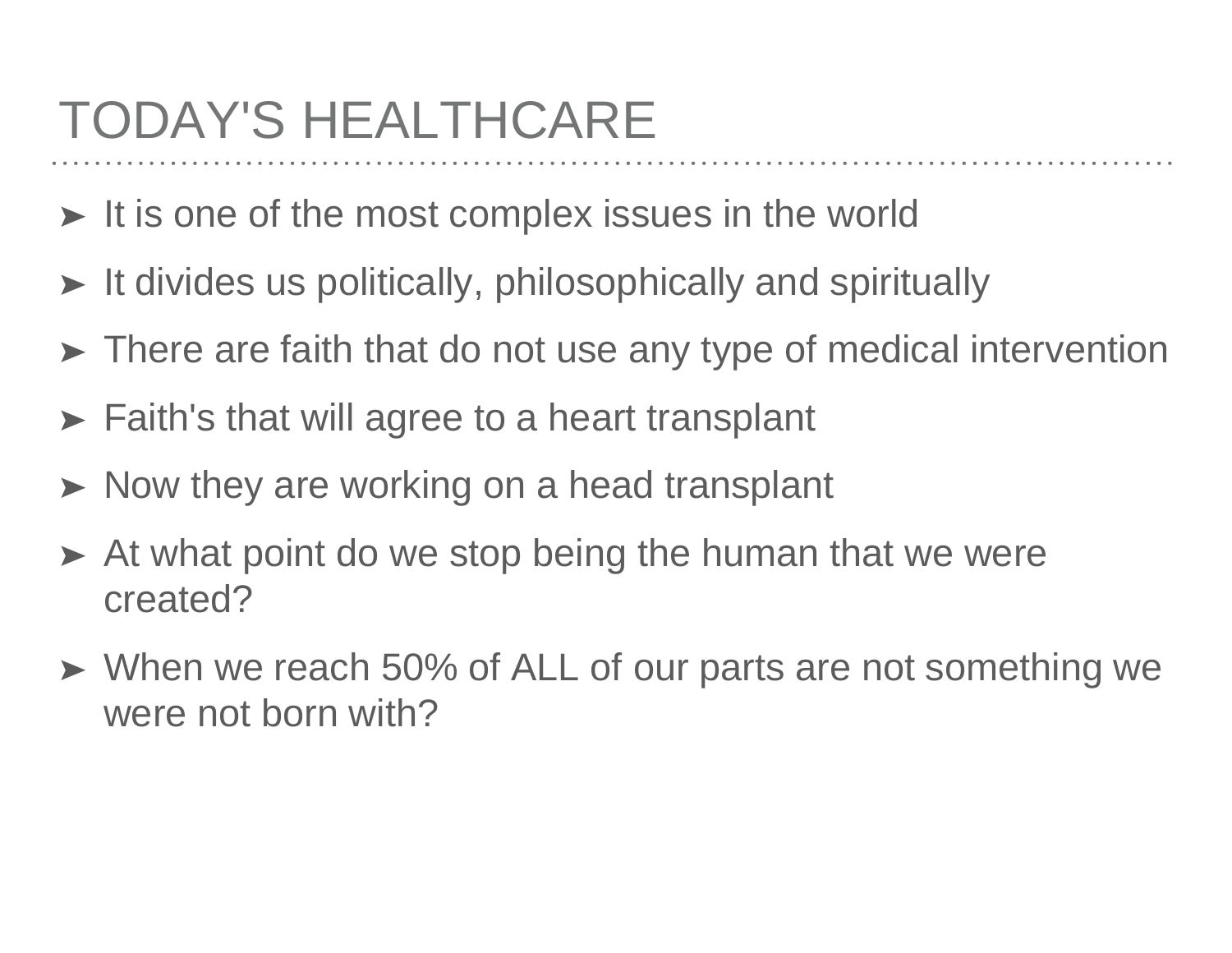# TODAY'S HEALTHCARE

- It is one of the most complex issues in the world
- It divides us politically, philosophically and spiritually
- There are faith that do not use any type of medical intervention
- Faith's that will agree to a heart transplant
- Now they are working on a head transplant
- At what point do we stop being the human that we were created?
- When we reach 50% of ALL of our parts are not something we were not born with?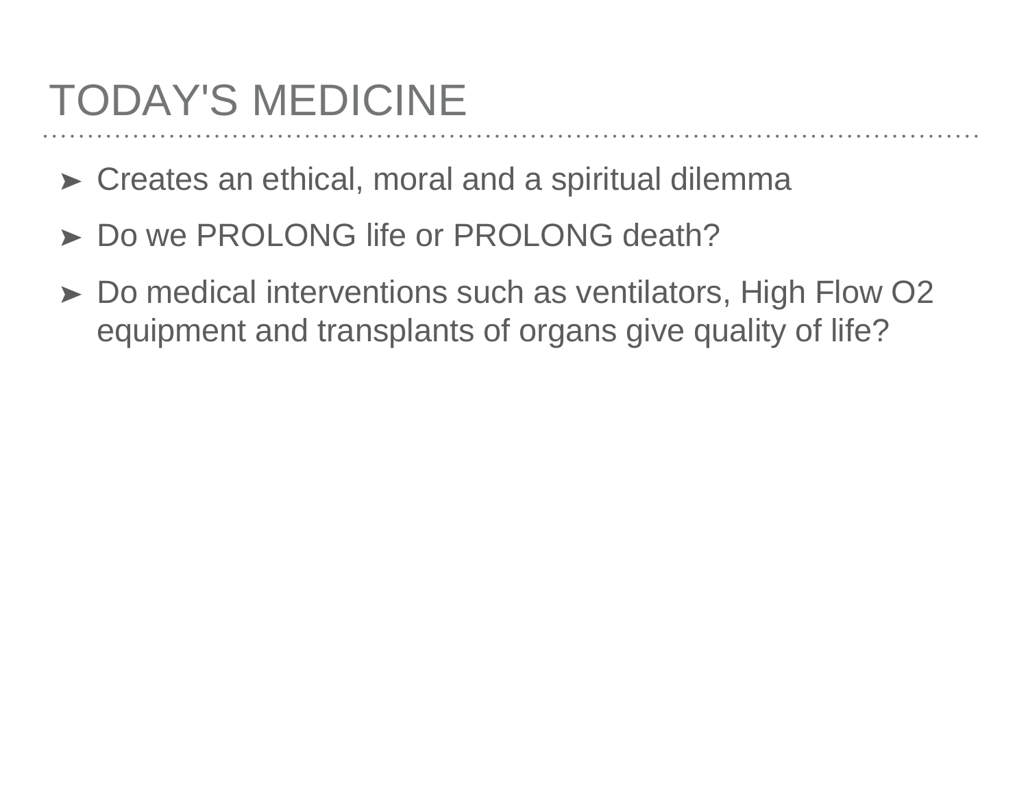# TODAY'S MEDICINE

- Creates an ethical, moral and a spiritual dilemma
- Do we PROLONG life or PROLONG death?
- Do medical interventions such as ventilators, High Flow O2 equipment and transplants of organs give quality of life?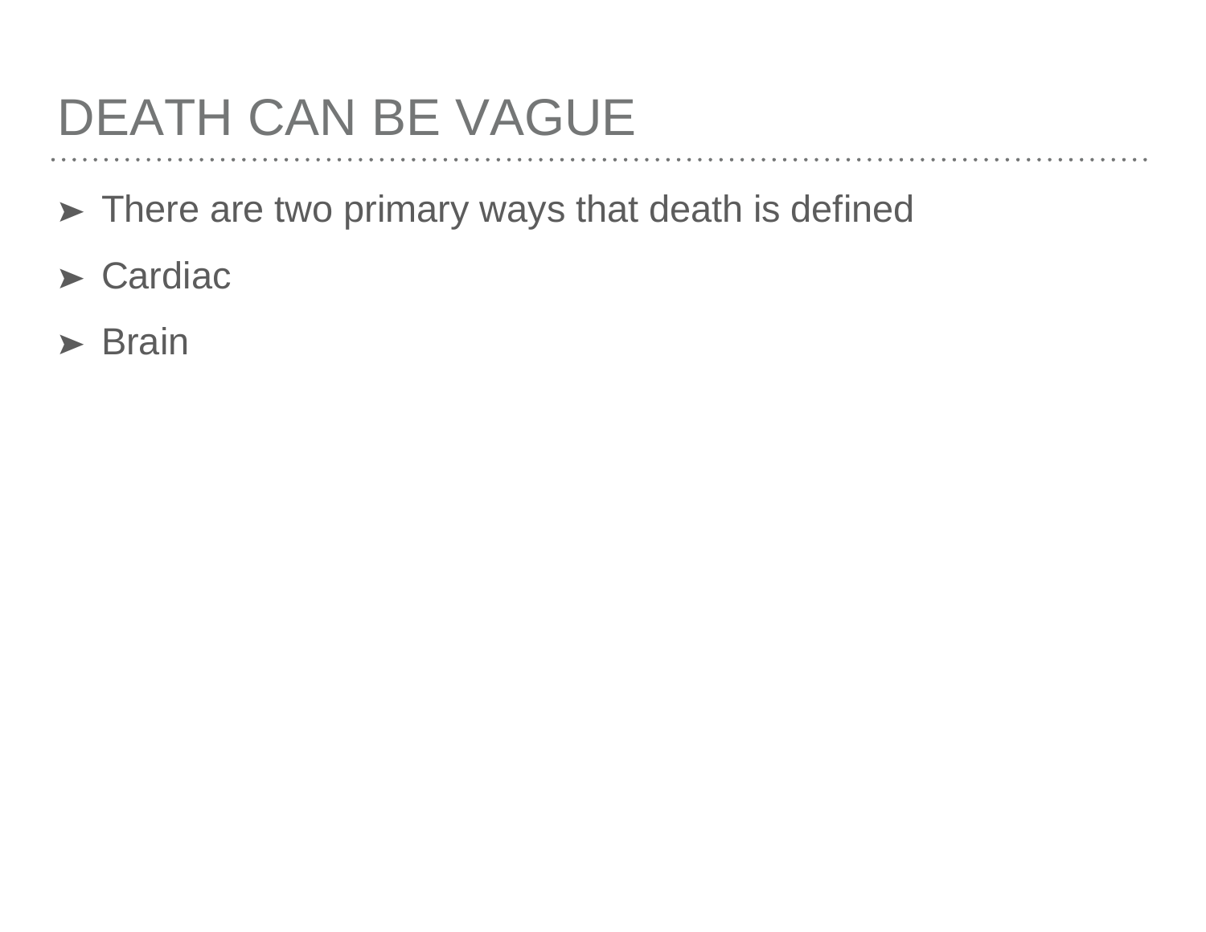# DEATH CAN BE VAGUE

- There are two primary ways that death is defined
- Cardiac
- Brain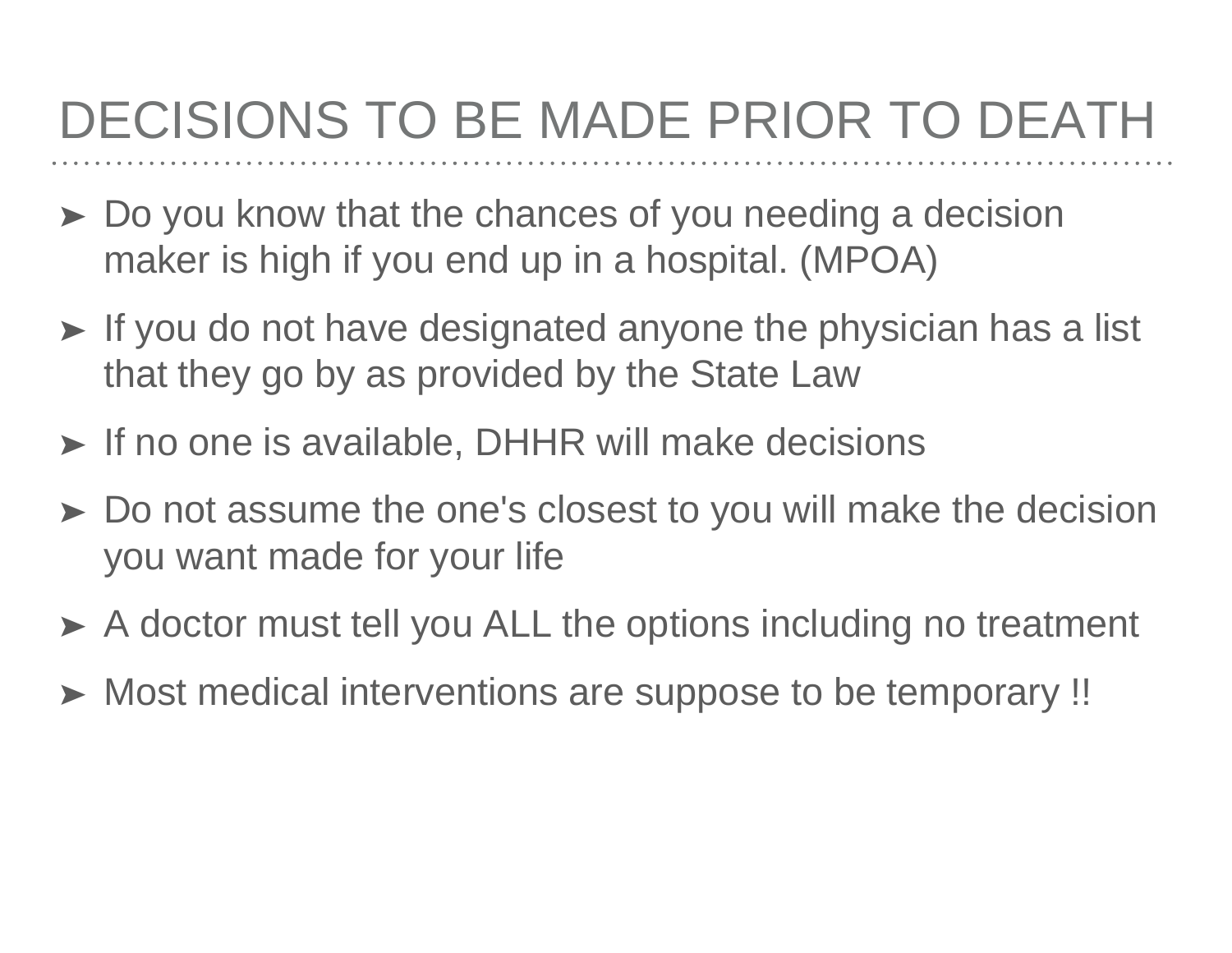# DECISIONS TO BE MADE PRIOR TO DEATH

- Do you know that the chances of you needing a decision maker is high if you end up in a hospital. (MPOA)
- If you do not have designated anyone the physician has a list that they go by as provided by the State Law
- If no one is available, DHHR will make decisions
- Do not assume the one's closest to you will make the decision you want made for your life
- A doctor must tell you ALL the options including no treatment
- Most medical interventions are suppose to be temporary !!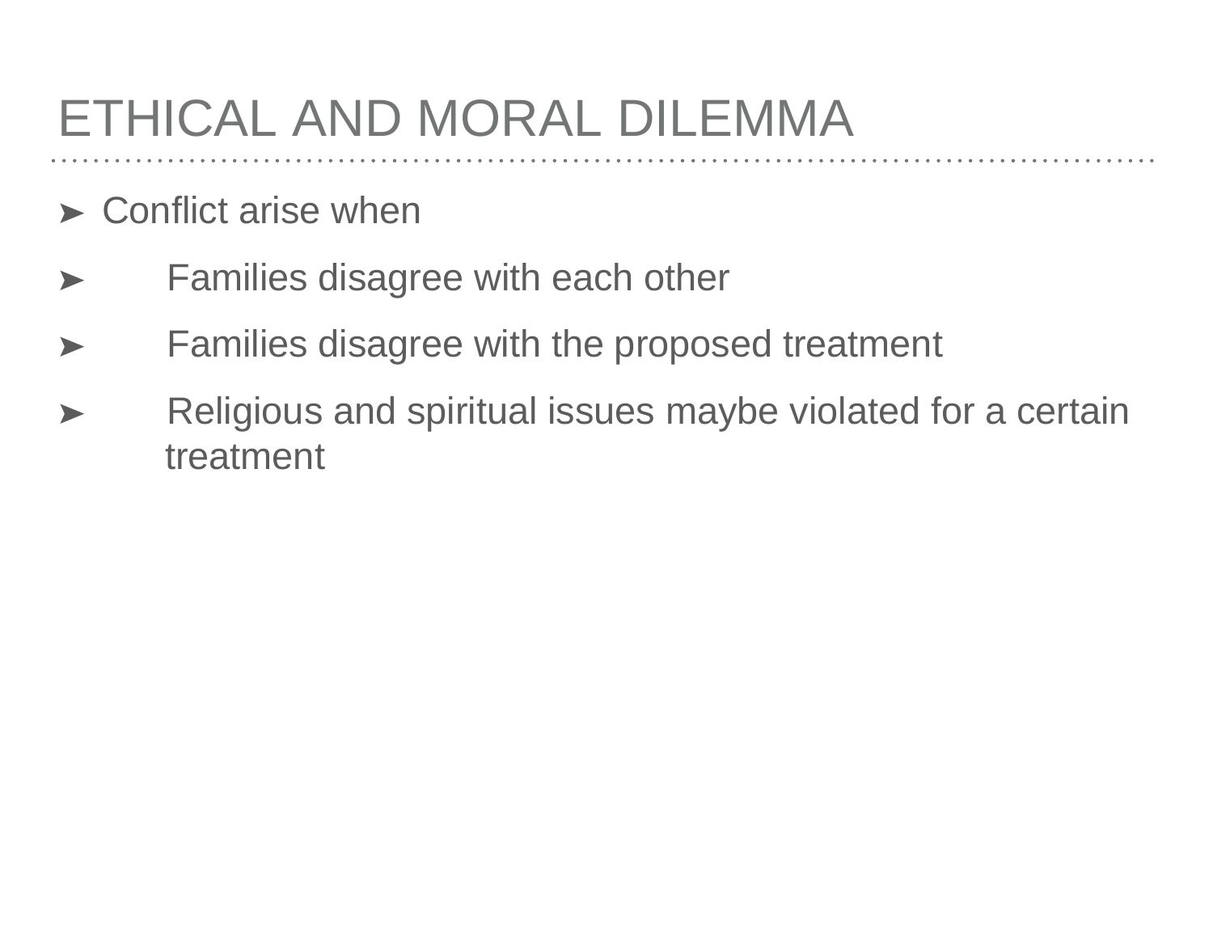# ETHICAL AND MORAL DILEMMA

- Conflict arise when
  - Families disagree with each other
  - Families disagree with the proposed treatment
  - Religious and spiritual issues maybe violated for a certain treatment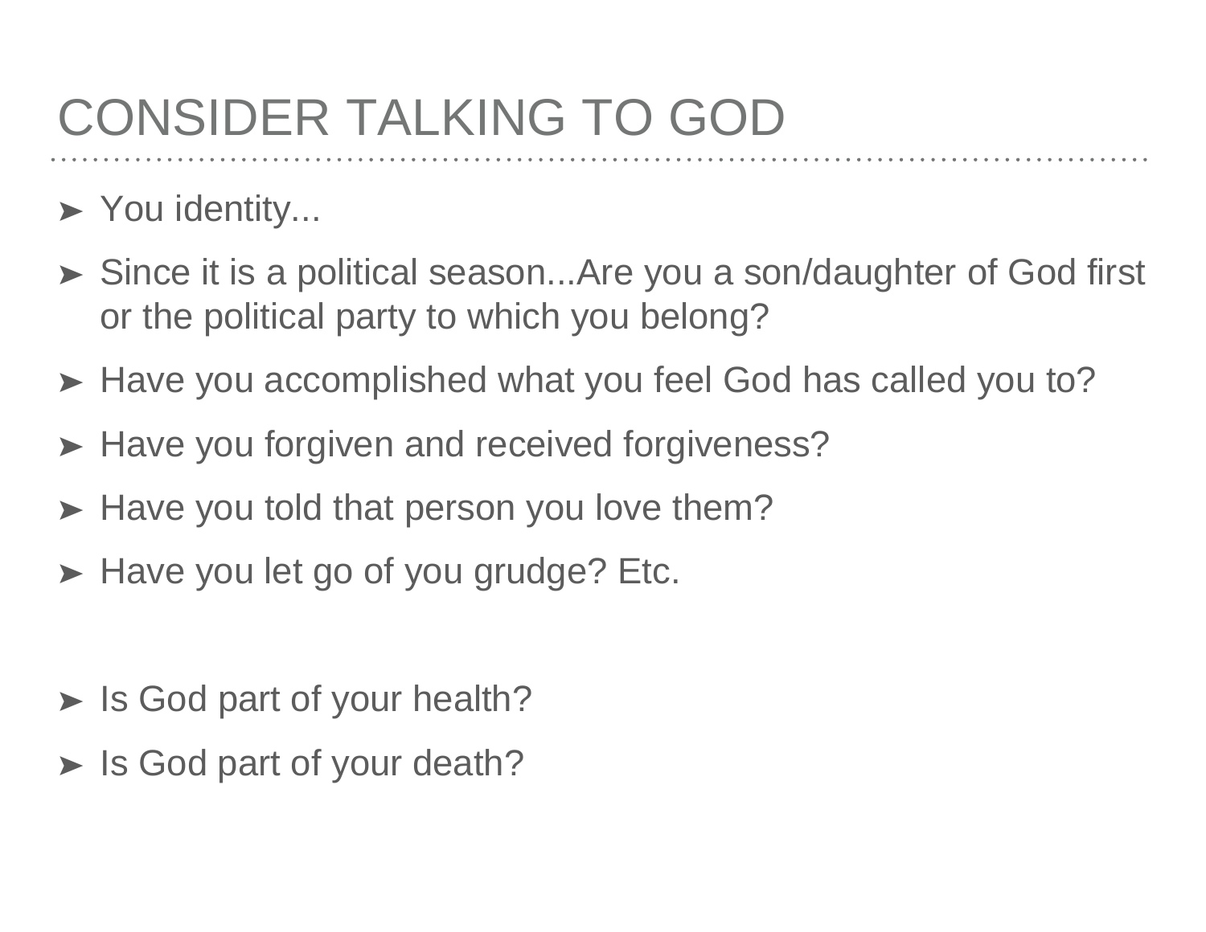# CONSIDER TALKING TO GOD

- You identity...
- Since it is a political season...Are you a son/daughter of God first or the political party to which you belong?
- Have you accomplished what you feel God has called you to?
- Have you forgiven and received forgiveness?
- Have you told that person you love them?
- Have you let go of you grudge? Etc.

- Is God part of your health?
- Is God part of your death?